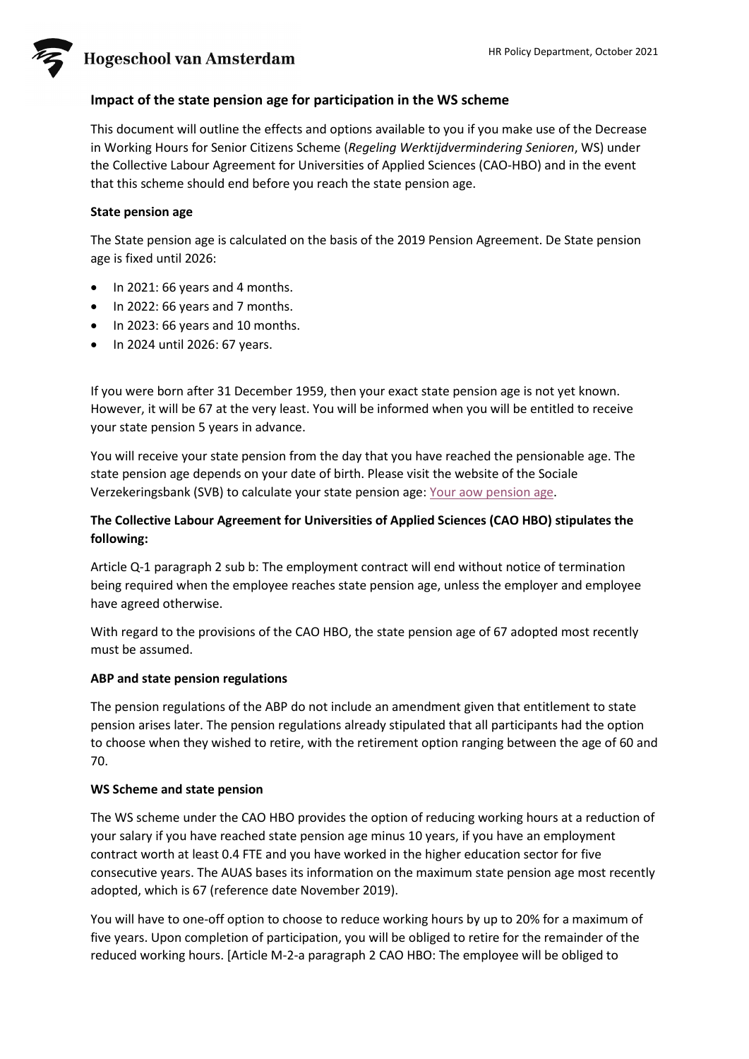## Impact of the state pension age for participation in the WS scheme

This document will outline the effects and options available to you if you make use of the Decrease in Working Hours for Senior Citizens Scheme (*Regeling Werktijdvermindering Senioren*, WS) under the Collective Labour Agreement for Universities of Applied Sciences (CAO-HBO) and in the event that this scheme should end before you reach the state pension age.

### State pension age

The State pension age is calculated on the basis of the 2019 Pension Agreement. De State pension age is fixed until 2026:

- In 2021: 66 years and 4 months.
- In 2022: 66 years and 7 months.
- In 2023: 66 years and 10 months.
- In 2024 until 2026: 67 years.

If you were born after 31 December 1959, then your exact state pension age is not yet known. However, it will be 67 at the very least. You will be informed when you will be entitled to receive your state pension 5 years in advance.

You will receive your state pension from the day that you have reached the pensionable age. The state pension age depends on your date of birth. Please visit the website of the Sociale Verzekeringsbank (SVB) to calculate your state pension age: Your aow pension age.

### The Collective Labour Agreement for Universities of Applied Sciences (CAO HBO) stipulates the following:

Article Q-1 paragraph 2 sub b: The employment contract will end without notice of termination being required when the employee reaches state pension age, unless the employer and employee have agreed otherwise.

With regard to the provisions of the CAO HBO, the state pension age of 67 adopted most recently must be assumed.

### ABP and state pension regulations

The pension regulations of the ABP do not include an amendment given that entitlement to state pension arises later. The pension regulations already stipulated that all participants had the option to choose when they wished to retire, with the retirement option ranging between the age of 60 and 70.

### WS Scheme and state pension

The WS scheme under the CAO HBO provides the option of reducing working hours at a reduction of your salary if you have reached state pension age minus 10 years, if you have an employment contract worth at least 0.4 FTE and you have worked in the higher education sector for five consecutive years. The AUAS bases its information on the maximum state pension age most recently adopted, which is 67 (reference date November 2019).

You will have to one-off option to choose to reduce working hours by up to 20% for a maximum of five years. Upon completion of participation, you will be obliged to retire for the remainder of the reduced working hours. [Article M-2-a paragraph 2 CAO HBO: The employee will be obliged to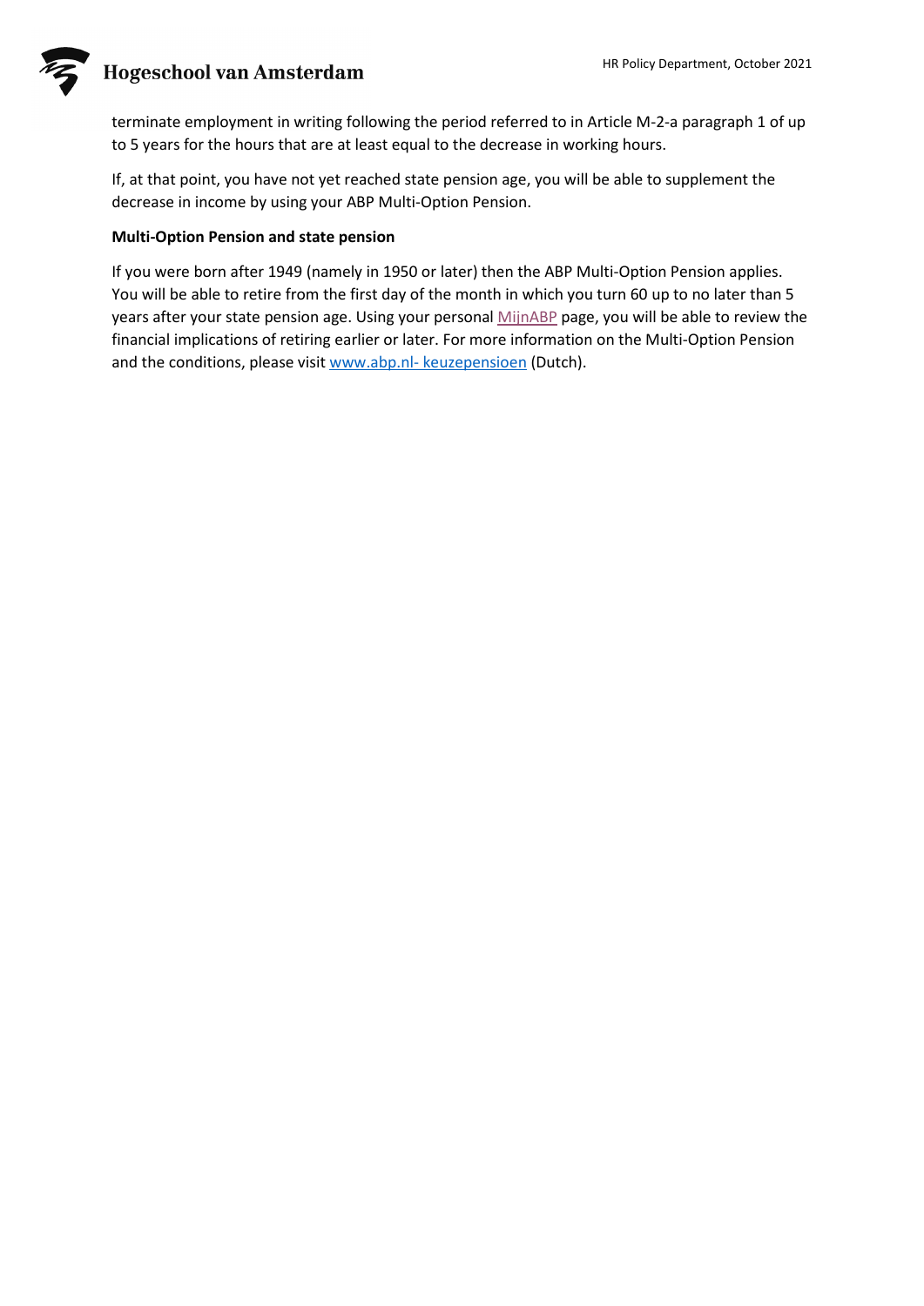terminate employment in writing following the period referred to in Article M-2-a paragraph 1 of up to 5 years for the hours that are at least equal to the decrease in working hours.

If, at that point, you have not yet reached state pension age, you will be able to supplement the decrease in income by using your ABP Multi-Option Pension.

**Multi-Option Pension and state pension**

If you were born after 1949 (namely in 1950 or later) then the ABP Multi-Option Pension applies. You will be able to retire from the first day of the month in which you turn 60 up to no later than 5 years after your state pension age. Using your personal MijnABP page, you will be able to review the financial implications of retiring earlier or later. For more information on the Multi-Option Pension and the conditions, please visit www.abp.nl- keuzepensioen (Dutch).